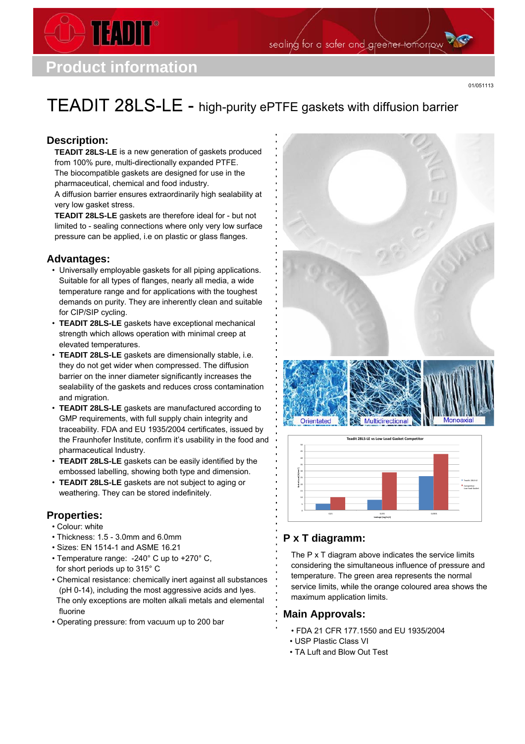# Product information

01/051113

# TEADIT 28LS-LE - high-purity ePTFE gaskets with diffusion barrier

## Description:

**TEADIT 28LS-LE** is a new generation of gaskets produced from 100% pure, multi-directionally expanded PTFE. The biocompatible gaskets are designed for use in the pharmaceutical, chemical and food industry.
A diffusion barrier ensures extraordinarily high sealability at very low gasket stress.
**TEADIT 28LS-LE** gaskets are therefore ideal for - but not limited to - sealing connections where only very low surface pressure can be applied, i.e on plastic or glass flanges.

## Advantages:

- Universally employable gaskets for all piping applications. Suitable for all types of flanges, nearly all media, a wide temperature range and for applications with the toughest demands on purity. They are inherently clean and suitable for CIP/SIP cycling.
- **TEADIT 28LS-LE** gaskets have exceptional mechanical strength which allows operation with minimal creep at elevated temperatures.
- **TEADIT 28LS-LE** gaskets are dimensionally stable, i.e. they do not get wider when compressed. The diffusion barrier on the inner diameter significantly increases the sealability of the gaskets and reduces cross contamination and migration.
- **TEADIT 28LS-LE** gaskets are manufactured according to GMP requirements, with full supply chain integrity and traceability. FDA and EU 1935/2004 certificates, issued by the Fraunhofer Institute, confirm it's usability in the food and pharmaceutical Industry.
- **TEADIT 28LS-LE** gaskets can be easily identified by the embossed labelling, showing both type and dimension.
- **TEADIT 28LS-LE** gaskets are not subject to aging or weathering. They can be stored indefinitely.

## Properties:

- Colour: white
- Thickness: 1.5 - 3.0mm and 6.0mm
- Sizes: EN 1514-1 and ASME 16.21
- Temperature range: -240° C up to +270° C, for short periods up to 315° C
- Chemical resistance: chemically inert against all substances (pH 0-14), including the most aggressive acids and lyes. The only exceptions are molten alkali metals and elemental fluorine
- Operating pressure: from vacuum up to 200 bar

Orientated | Multidirectional | Monoaxial

Teadit 28LS-LE vs Low Load Gasket Competitor

## P x T diagram:

The P x T diagram above indicates the service limits considering the simultaneous influence of pressure and temperature. The green area represents the normal service limits, while the orange coloured area shows the maximum application limits.

## Main Approvals:

- FDA 21 CFR 177.1550 and EU 1935/2004
- USP Plastic Class VI
- TA Luft and Blow Out Test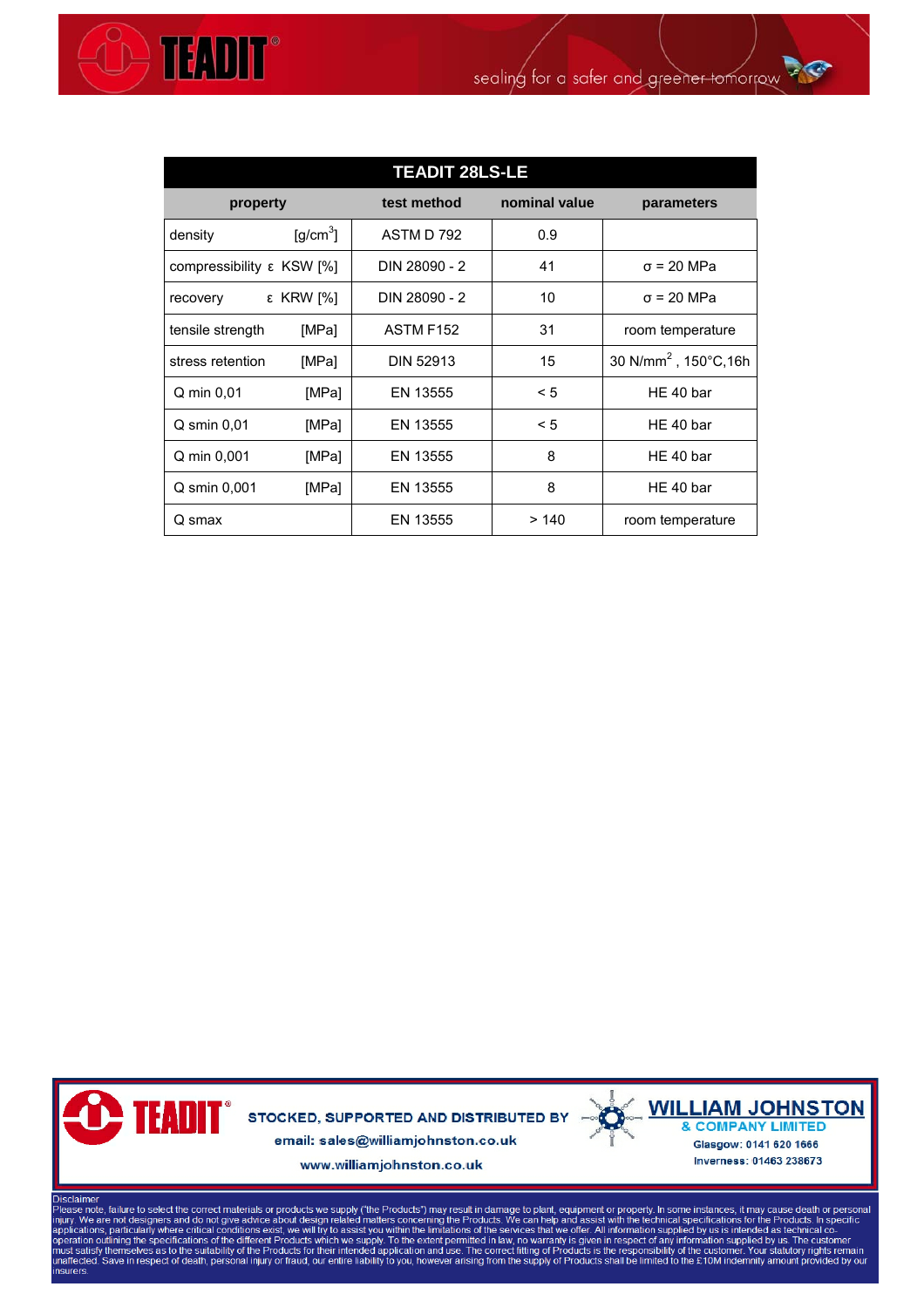| TEADIT 28LS-LE | | | |
|---|---|---|---|
| property | test method | nominal value | parameters |
| density [g/cm$^3$] | ASTM D 792 | 0.9 | |
| compressibility ε KSW [%] | DIN 28090 - 2 | 41 | σ = 20 MPa |
| recovery ε KRW [%] | DIN 28090 - 2 | 10 | σ = 20 MPa |
| tensile strength [MPa] | ASTM F152 | 31 | room temperature |
| stress retention [MPa] | DIN 52913 | 15 | 30 N/mm$^2$ , 150°C,16h |
| Q min 0,01 [MPa] | EN 13555 | < 5 | HE 40 bar |
| Q smin 0,01 [MPa] | EN 13555 | < 5 | HE 40 bar |
| Q min 0,001 [MPa] | EN 13555 | 8 | HE 40 bar |
| Q smin 0,001 [MPa] | EN 13555 | 8 | HE 40 bar |
| Q smax | EN 13555 | > 140 | room temperature |

STOCKED, SUPPORTED AND DISTRIBUTED BY

email: sales@williamjohnston.co.uk

www.williamjohnston.co.uk

**WILLIAM JOHNSTON & COMPANY LIMITED**

Glasgow: 0141 620 1666

Inverness: 01463 238673

Disclaimer

Please note, failure to select the correct materials or products we supply ("the Products") may result in damage to plant, equipment or property. In some instances, it may cause death or personal injury. We are not designers and do not give advice about design related matters concerning the Products. We can help and assist with the technical specifications for the Products. In specific applications, particularly where critical conditions exist, we will try to assist you within the limitations of the services that we offer. All information supplied by us is intended as technical co-operation outlining the specifications of the different Products which we supply. To the extent permitted in law, no warranty is given in respect of any information supplied by us. The customer must satisfy themselves as to the suitability of the Products for their intended application and use. The correct fitting of Products is the responsibility of the customer. Your statutory rights remain unaffected. Save in respect of death, personal injury or fraud, our entire liability to you, however arising from the supply of Products shall be limited to the £10M indemnity amount provided by our insurers.